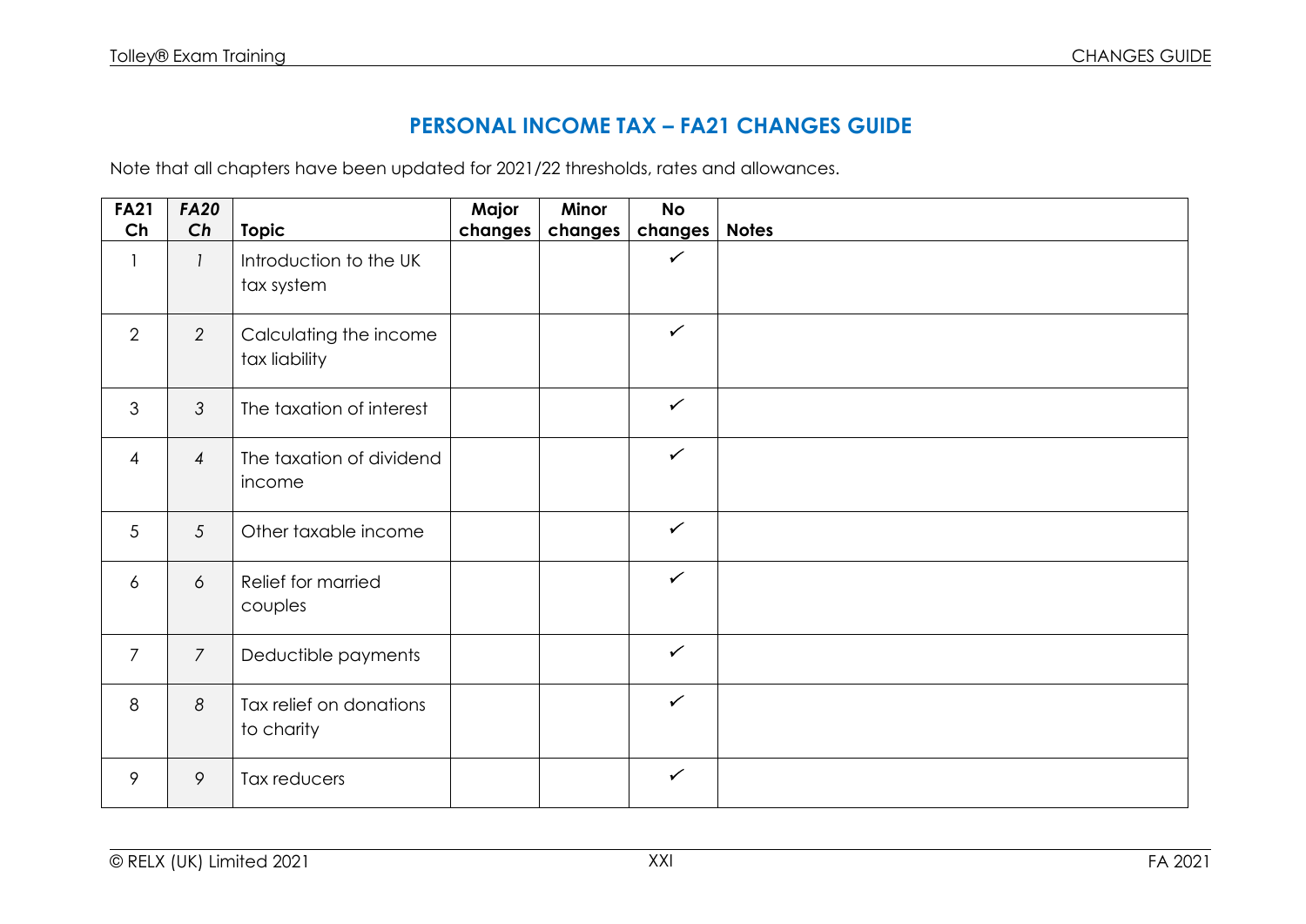# PERSONAL INCOME TAX – FA21 CHANGES GUIDE

Note that all chapters have been updated for 2021/22 thresholds, rates and allowances.

| FA21 Ch | *FA20 Ch* | Topic | Major changes | Minor changes | No changes | Notes |
|---|---|---|---|---|---|---|
| 1 | *1* | Introduction to the UK tax system | | | ✓ | |
| 2 | *2* | Calculating the income tax liability | | | ✓ | |
| 3 | *3* | The taxation of interest | | | ✓ | |
| 4 | *4* | The taxation of dividend income | | | ✓ | |
| 5 | *5* | Other taxable income | | | ✓ | |
| 6 | *6* | Relief for married couples | | | ✓ | |
| 7 | *7* | Deductible payments | | | ✓ | |
| 8 | *8* | Tax relief on donations to charity | | | ✓ | |
| 9 | *9* | Tax reducers | | | ✓ | |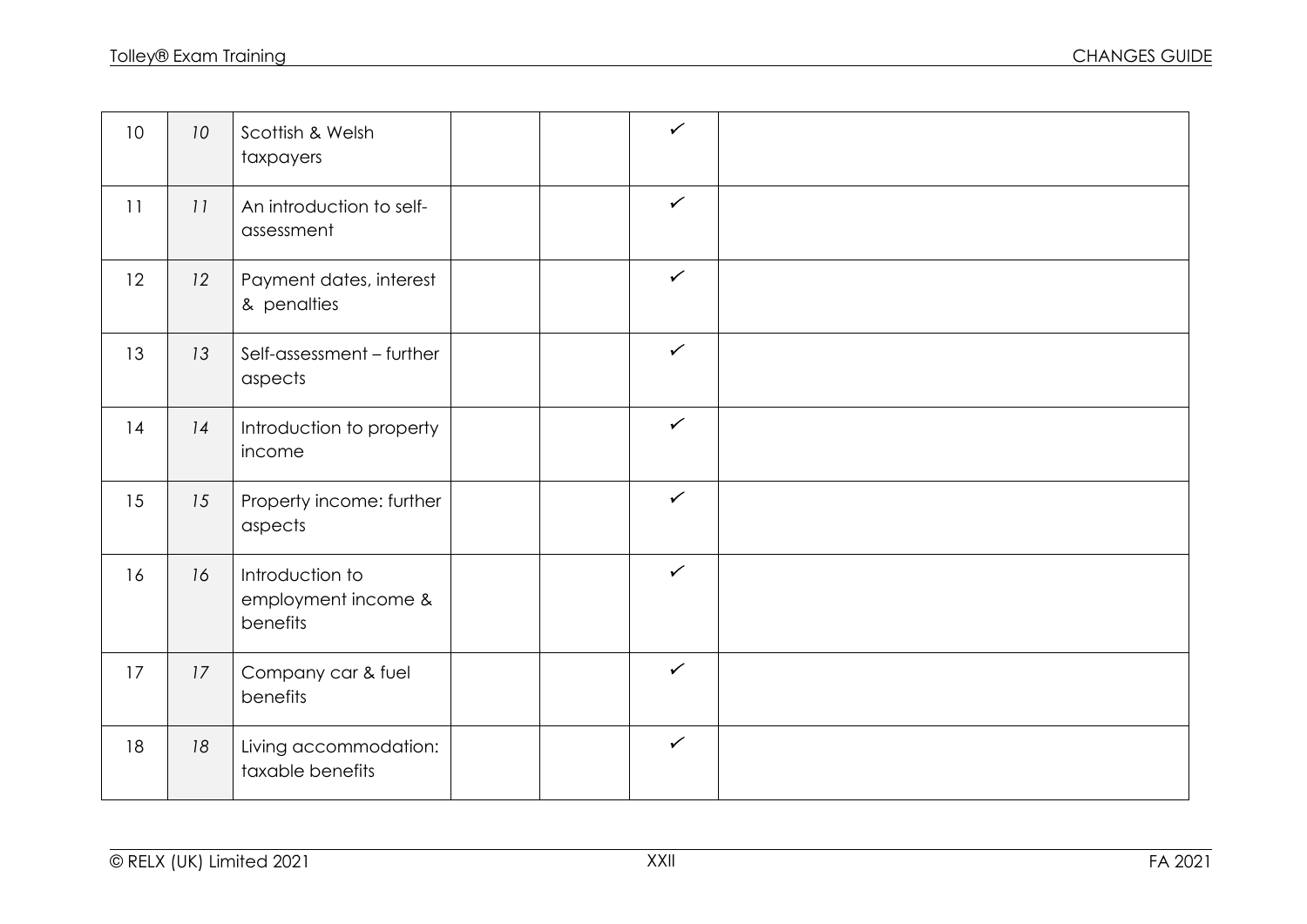| | | | | | | |
|---|---|---|---|---|---|---|
| 10 | *10* | Scottish & Welsh taxpayers | | | ✓ | |
| 11 | *11* | An introduction to self-assessment | | | ✓ | |
| 12 | *12* | Payment dates, interest & penalties | | | ✓ | |
| 13 | *13* | Self-assessment – further aspects | | | ✓ | |
| 14 | *14* | Introduction to property income | | | ✓ | |
| 15 | *15* | Property income: further aspects | | | ✓ | |
| 16 | *16* | Introduction to employment income & benefits | | | ✓ | |
| 17 | *17* | Company car & fuel benefits | | | ✓ | |
| 18 | *18* | Living accommodation: taxable benefits | | | ✓ | |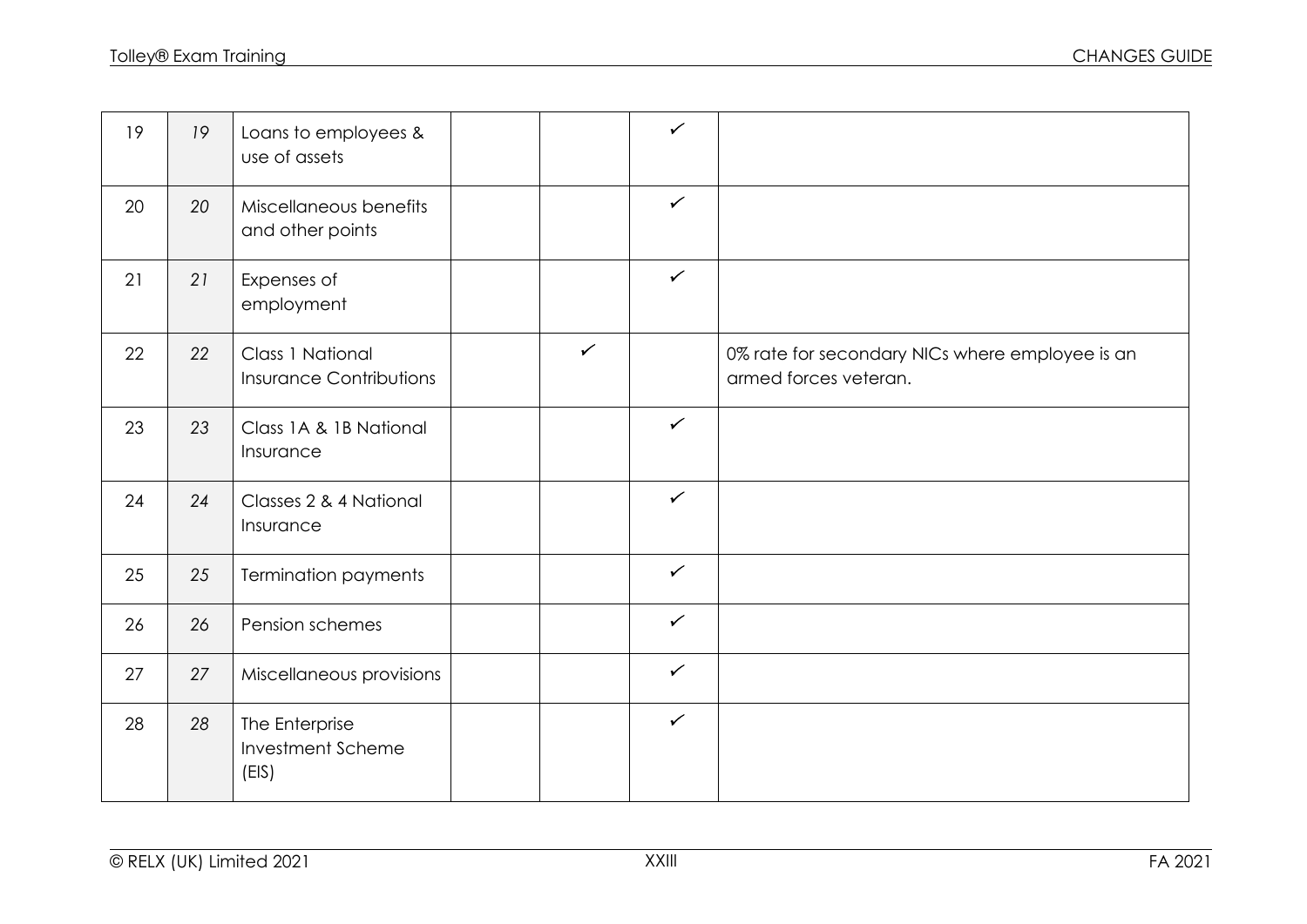| | | | | | | |
|---|---|---|---|---|---|---|
| 19 | *19* | Loans to employees & use of assets | | | ✓ | |
| 20 | *20* | Miscellaneous benefits and other points | | | ✓ | |
| 21 | *21* | Expenses of employment | | | ✓ | |
| 22 | *22* | Class 1 National Insurance Contributions | | ✓ | | 0% rate for secondary NICs where employee is an armed forces veteran. |
| 23 | *23* | Class 1A & 1B National Insurance | | | ✓ | |
| 24 | *24* | Classes 2 & 4 National Insurance | | | ✓ | |
| 25 | *25* | Termination payments | | | ✓ | |
| 26 | *26* | Pension schemes | | | ✓ | |
| 27 | *27* | Miscellaneous provisions | | | ✓ | |
| 28 | *28* | The Enterprise Investment Scheme (EIS) | | | ✓ | |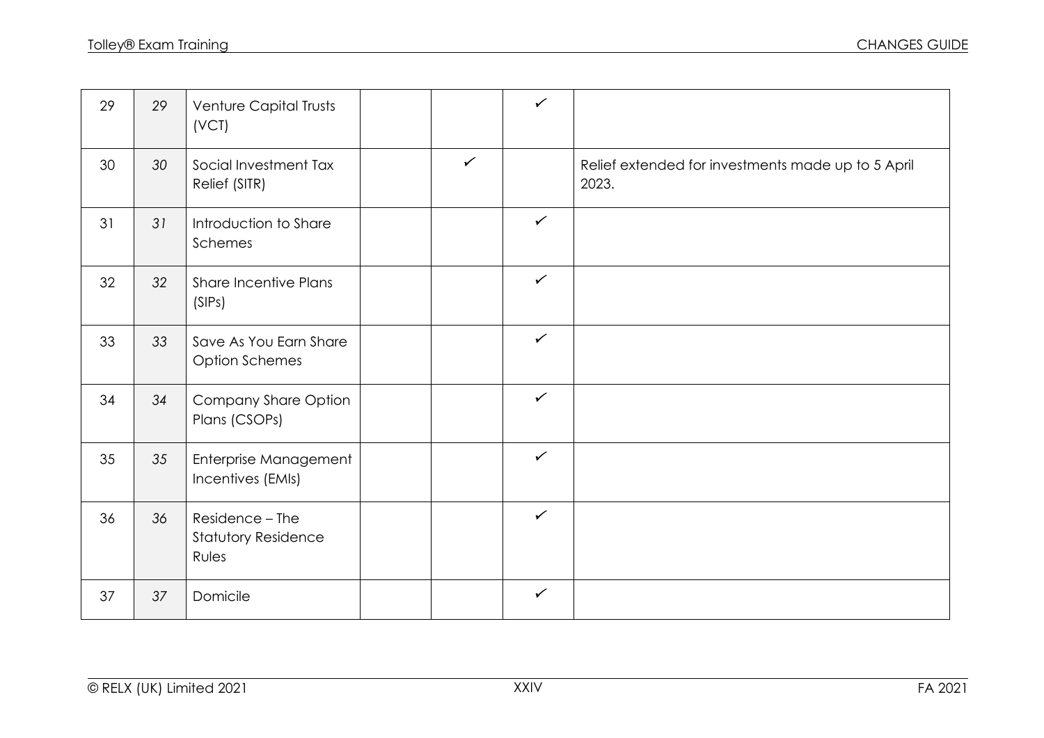| | | | | | | |
|---|---|---|---|---|---|---|
| 29 | 29 | Venture Capital Trusts (VCT) | | | ✓ | |
| 30 | 30 | Social Investment Tax Relief (SITR) | | ✓ | | Relief extended for investments made up to 5 April 2023. |
| 31 | 31 | Introduction to Share Schemes | | | ✓ | |
| 32 | 32 | Share Incentive Plans (SIPs) | | | ✓ | |
| 33 | 33 | Save As You Earn Share Option Schemes | | | ✓ | |
| 34 | 34 | Company Share Option Plans (CSOPs) | | | ✓ | |
| 35 | 35 | Enterprise Management Incentives (EMIs) | | | ✓ | |
| 36 | 36 | Residence – The Statutory Residence Rules | | | ✓ | |
| 37 | 37 | Domicile | | | ✓ | |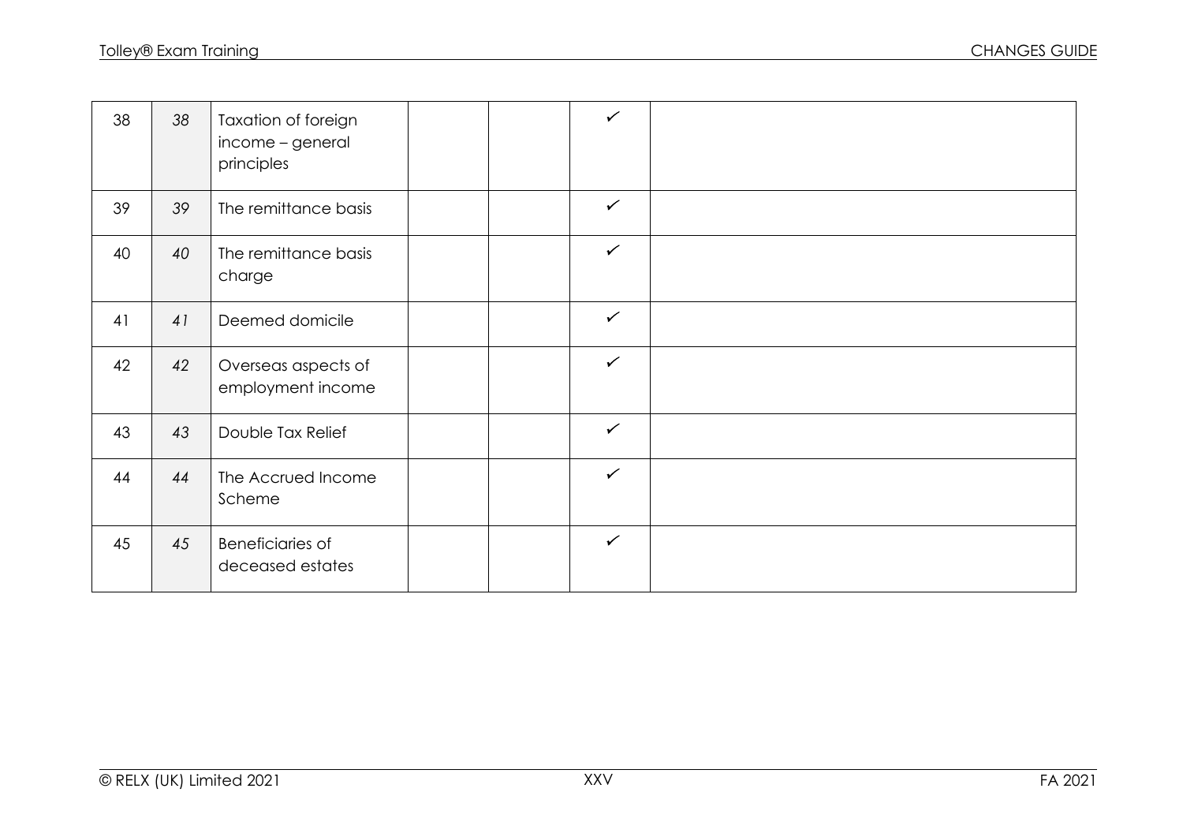| 38 | *38* | Taxation of foreign income – general principles | | | ✓ | |
|---|---|---|---|---|---|---|
| 39 | *39* | The remittance basis | | | ✓ | |
| 40 | *40* | The remittance basis charge | | | ✓ | |
| 41 | *41* | Deemed domicile | | | ✓ | |
| 42 | *42* | Overseas aspects of employment income | | | ✓ | |
| 43 | *43* | Double Tax Relief | | | ✓ | |
| 44 | *44* | The Accrued Income Scheme | | | ✓ | |
| 45 | *45* | Beneficiaries of deceased estates | | | ✓ | |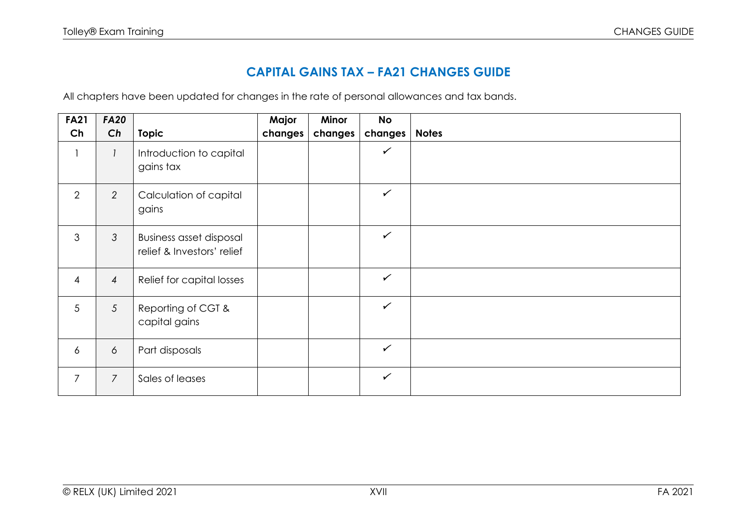## CAPITAL GAINS TAX – FA21 CHANGES GUIDE

All chapters have been updated for changes in the rate of personal allowances and tax bands.

| FA21 Ch | *FA20 Ch* | Topic | Major changes | Minor changes | No changes | Notes |
|---|---|---|---|---|---|---|
| 1 | *1* | Introduction to capital gains tax | | | ✓ | |
| 2 | *2* | Calculation of capital gains | | | ✓ | |
| 3 | *3* | Business asset disposal relief & Investors' relief | | | ✓ | |
| 4 | *4* | Relief for capital losses | | | ✓ | |
| 5 | *5* | Reporting of CGT & capital gains | | | ✓ | |
| 6 | *6* | Part disposals | | | ✓ | |
| 7 | *7* | Sales of leases | | | ✓ | |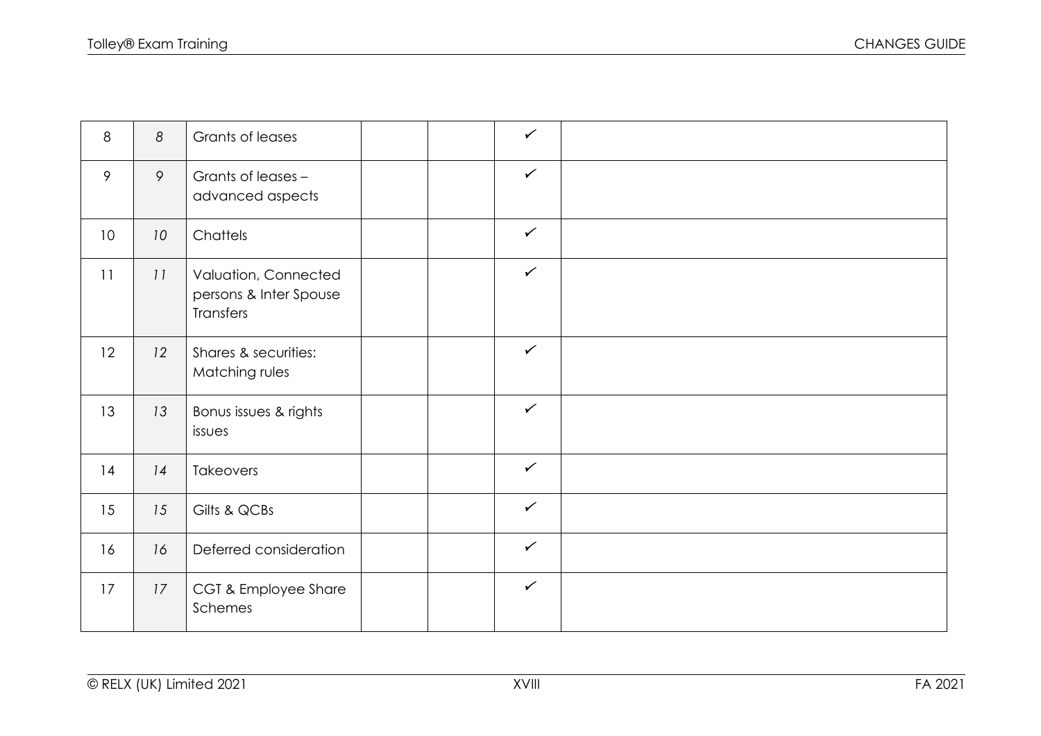| | | | | | | |
|---|---|---|---|---|---|---|
| 8 | *8* | Grants of leases | | | ✓ | |
| 9 | *9* | Grants of leases – advanced aspects | | | ✓ | |
| 10 | *10* | Chattels | | | ✓ | |
| 11 | *11* | Valuation, Connected persons & Inter Spouse Transfers | | | ✓ | |
| 12 | *12* | Shares & securities: Matching rules | | | ✓ | |
| 13 | *13* | Bonus issues & rights issues | | | ✓ | |
| 14 | *14* | Takeovers | | | ✓ | |
| 15 | *15* | Gilts & QCBs | | | ✓ | |
| 16 | *16* | Deferred consideration | | | ✓ | |
| 17 | *17* | CGT & Employee Share Schemes | | | ✓ | |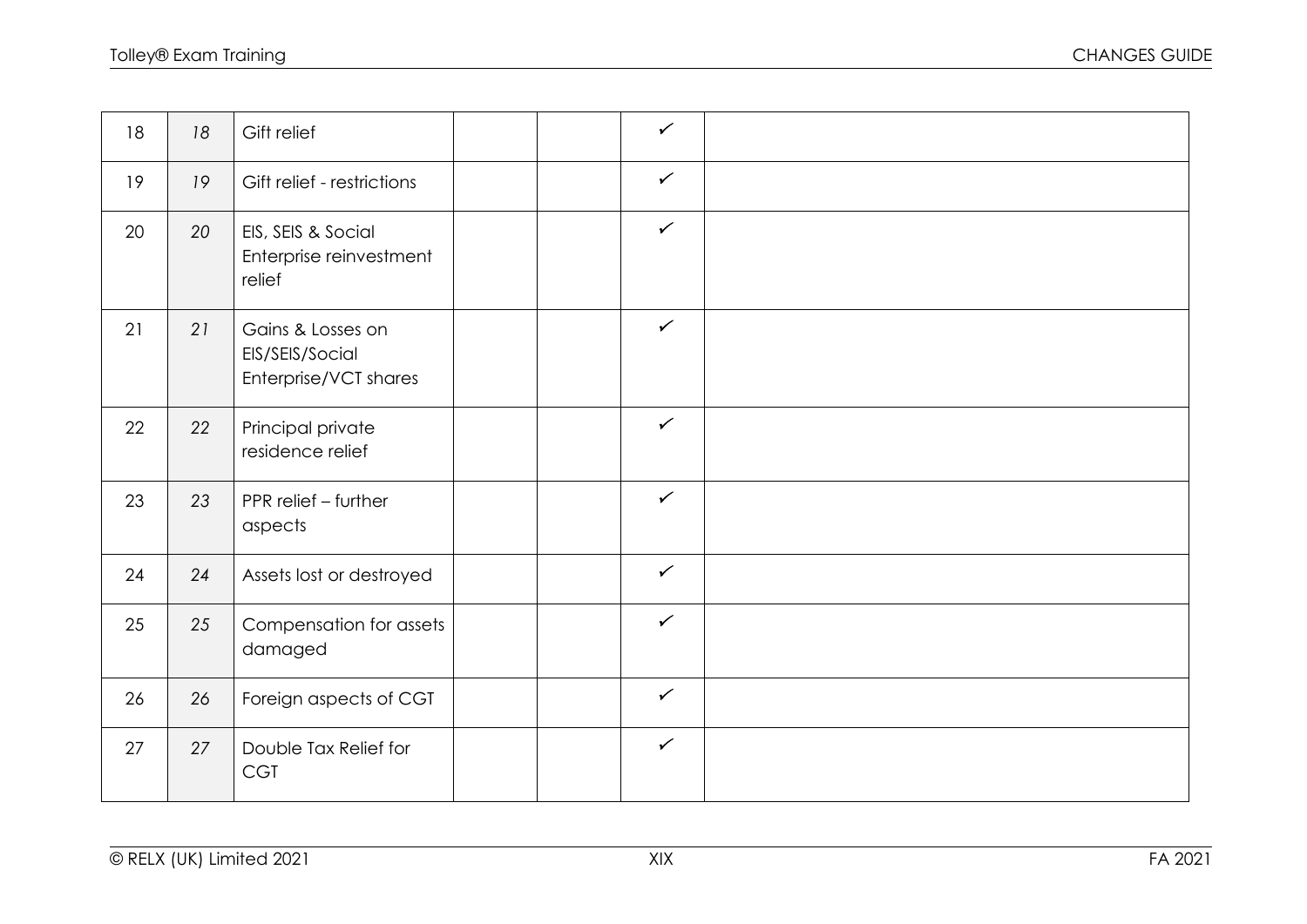| | | | | | | |
|---|---|---|---|---|---|---|
| 18 | *18* | Gift relief | | | ✓ | |
| 19 | *19* | Gift relief - restrictions | | | ✓ | |
| 20 | *20* | EIS, SEIS & Social Enterprise reinvestment relief | | | ✓ | |
| 21 | *21* | Gains & Losses on EIS/SEIS/Social Enterprise/VCT shares | | | ✓ | |
| 22 | *22* | Principal private residence relief | | | ✓ | |
| 23 | *23* | PPR relief – further aspects | | | ✓ | |
| 24 | *24* | Assets lost or destroyed | | | ✓ | |
| 25 | *25* | Compensation for assets damaged | | | ✓ | |
| 26 | *26* | Foreign aspects of CGT | | | ✓ | |
| 27 | *27* | Double Tax Relief for CGT | | | ✓ | |